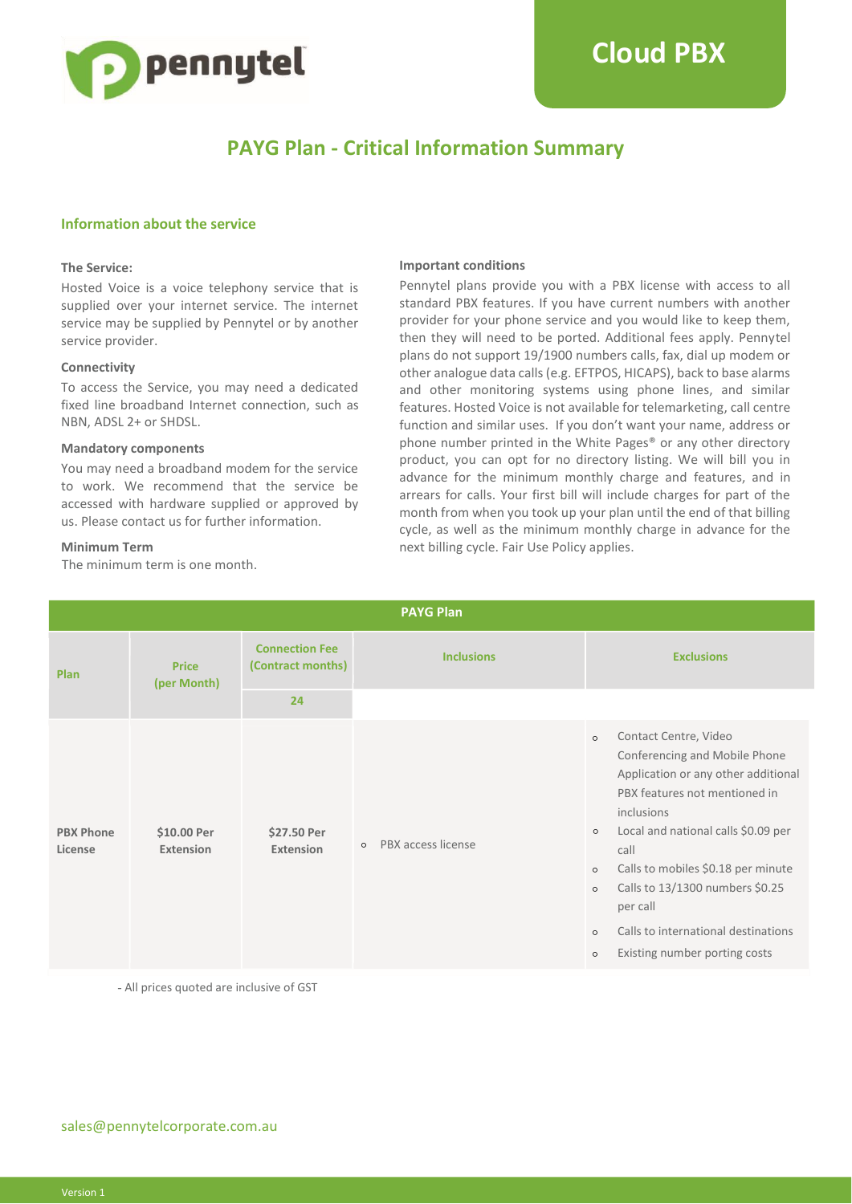# Cloud PBX

## PAYG Plan - Critical Information Summary

### Information about the service

**The Service:**

Hosted Voice is a voice telephony service that is supplied over your internet service. The internet service may be supplied by Pennytel or by another service provider.

**Connectivity**

To access the Service, you may need a dedicated fixed line broadband Internet connection, such as NBN, ADSL 2+ or SHDSL.

**Mandatory components**

You may need a broadband modem for the service to work. We recommend that the service be accessed with hardware supplied or approved by us. Please contact us for further information.

**Minimum Term**

The minimum term is one month.

**Important conditions**

Pennytel plans provide you with a PBX license with access to all standard PBX features. If you have current numbers with another provider for your phone service and you would like to keep them, then they will need to be ported. Additional fees apply. Pennytel plans do not support 19/1900 numbers calls, fax, dial up modem or other analogue data calls (e.g. EFTPOS, HICAPS), back to base alarms and other monitoring systems using phone lines, and similar features. Hosted Voice is not available for telemarketing, call centre function and similar uses. If you don't want your name, address or phone number printed in the White Pages® or any other directory product, you can opt for no directory listing. We will bill you in advance for the minimum monthly charge and features, and in arrears for calls. Your first bill will include charges for part of the month from when you took up your plan until the end of that billing cycle, as well as the minimum monthly charge in advance for the next billing cycle. Fair Use Policy applies.

| PAYG Plan | | | | |
|---|---|---|---|---|
| Plan | Price (per Month) | Connection Fee (Contract months) | Inclusions | Exclusions |
| | | 24 | | |
| PBX Phone License | $10.00 Per Extension | $27.50 Per Extension | ◦ PBX access license | ◦ Contact Centre, Video Conferencing and Mobile Phone Application or any other additional PBX features not mentioned in inclusions<br>◦ Local and national calls $0.09 per call<br>◦ Calls to mobiles $0.18 per minute<br>◦ Calls to 13/1300 numbers $0.25 per call<br>◦ Calls to international destinations<br>◦ Existing number porting costs |

- All prices quoted are inclusive of GST

sales@pennytelcorporate.com.au

Version 1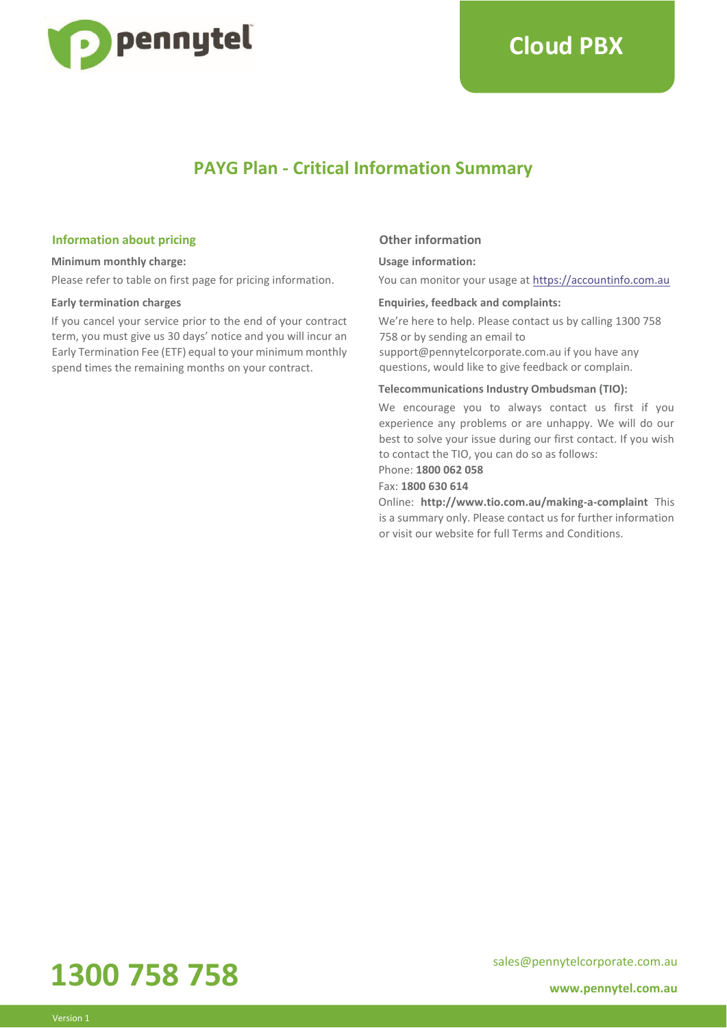# Cloud PBX

## PAYG Plan - Critical Information Summary

### Information about pricing

**Minimum monthly charge:**

Please refer to table on first page for pricing information.

**Early termination charges**

If you cancel your service prior to the end of your contract term, you must give us 30 days' notice and you will incur an Early Termination Fee (ETF) equal to your minimum monthly spend times the remaining months on your contract.

### Other information

**Usage information:**

You can monitor your usage at https://accountinfo.com.au

**Enquiries, feedback and complaints:**

We're here to help. Please contact us by calling 1300 758 758 or by sending an email to support@pennytelcorporate.com.au if you have any questions, would like to give feedback or complain.

**Telecommunications Industry Ombudsman (TIO):**

We encourage you to always contact us first if you experience any problems or are unhappy. We will do our best to solve your issue during our first contact. If you wish to contact the TIO, you can do so as follows:

Phone: **1800 062 058**

Fax: **1800 630 614**

Online: **http://www.tio.com.au/making-a-complaint** This is a summary only. Please contact us for further information or visit our website for full Terms and Conditions.

**1300 758 758**

sales@pennytelcorporate.com.au

**www.pennytel.com.au**

Version 1